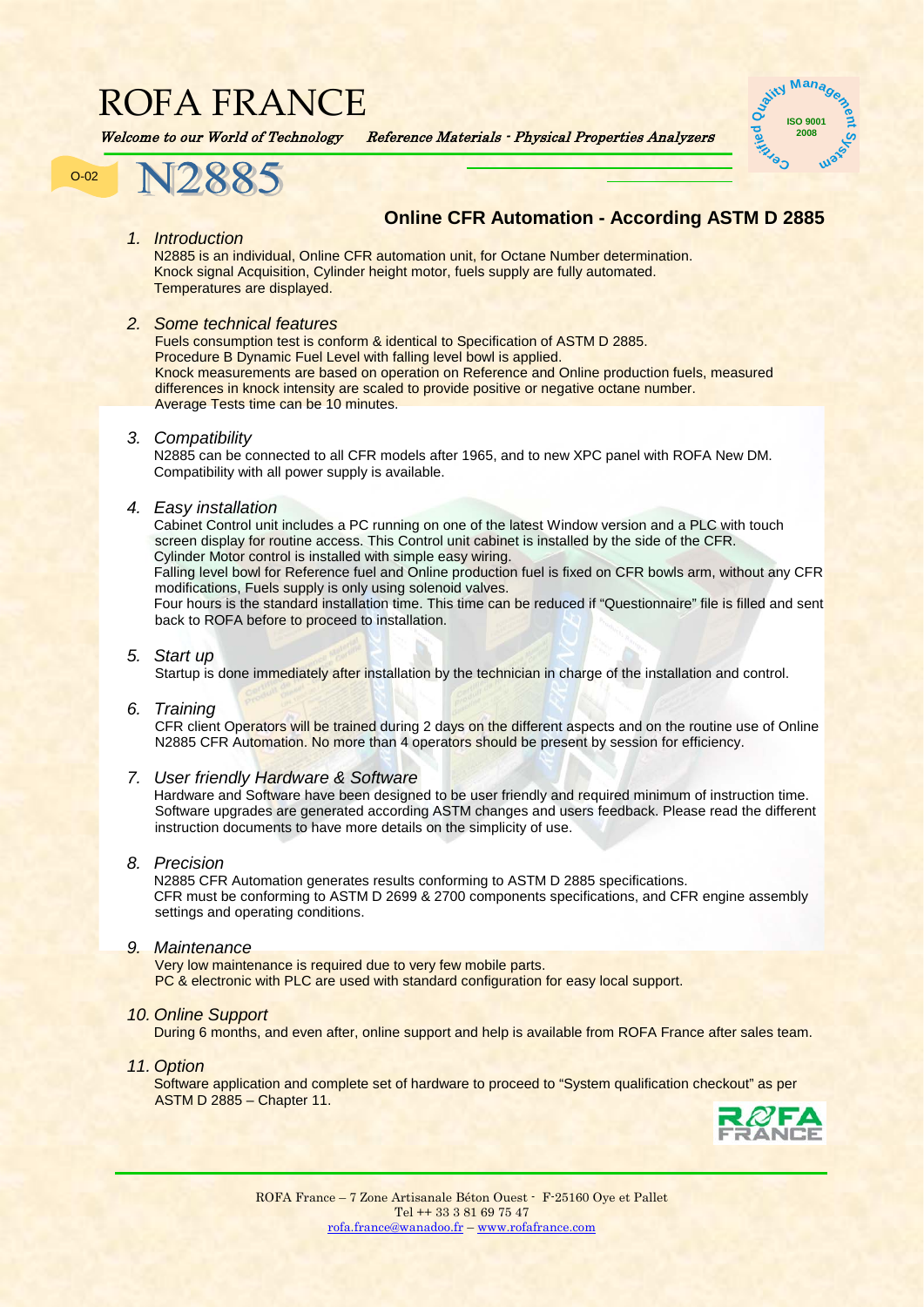# ROFA FRANCE

*Welcome to our World of Technology* *Reference Materials - Physical Properties Analyzers*

O-02

# N2885

## Online CFR Automation - According ASTM D 2885

### 1. Introduction

N2885 is an individual, Online CFR automation unit, for Octane Number determination.
Knock signal Acquisition, Cylinder height motor, fuels supply are fully automated.
Temperatures are displayed.

### 2. Some technical features

Fuels consumption test is conform & identical to Specification of ASTM D 2885.
Procedure B Dynamic Fuel Level with falling level bowl is applied.
Knock measurements are based on operation on Reference and Online production fuels, measured differences in knock intensity are scaled to provide positive or negative octane number.
Average Tests time can be 10 minutes.

### 3. Compatibility

N2885 can be connected to all CFR models after 1965, and to new XPC panel with ROFA New DM.
Compatibility with all power supply is available.

### 4. Easy installation

Cabinet Control unit includes a PC running on one of the latest Window version and a PLC with touch screen display for routine access. This Control unit cabinet is installed by the side of the CFR.
Cylinder Motor control is installed with simple easy wiring.
Falling level bowl for Reference fuel and Online production fuel is fixed on CFR bowls arm, without any CFR modifications, Fuels supply is only using solenoid valves.
Four hours is the standard installation time. This time can be reduced if "Questionnaire" file is filled and sent back to ROFA before to proceed to installation.

### 5. Start up

Startup is done immediately after installation by the technician in charge of the installation and control.

### 6. Training

CFR client Operators will be trained during 2 days on the different aspects and on the routine use of Online N2885 CFR Automation. No more than 4 operators should be present by session for efficiency.

### 7. User friendly Hardware & Software

Hardware and Software have been designed to be user friendly and required minimum of instruction time.
Software upgrades are generated according ASTM changes and users feedback. Please read the different instruction documents to have more details on the simplicity of use.

### 8. Precision

N2885 CFR Automation generates results conforming to ASTM D 2885 specifications.
CFR must be conforming to ASTM D 2699 & 2700 components specifications, and CFR engine assembly settings and operating conditions.

### 9. Maintenance

Very low maintenance is required due to very few mobile parts.
PC & electronic with PLC are used with standard configuration for easy local support.

### 10. Online Support

During 6 months, and even after, online support and help is available from ROFA France after sales team.

### 11. Option

Software application and complete set of hardware to proceed to "System qualification checkout" as per ASTM D 2885 – Chapter 11.

ROFA France – 7 Zone Artisanale Béton Ouest - F-25160 Oye et Pallet
Tel ++ 33 3 81 69 75 47
rofa.france@wanadoo.fr – www.rofafrance.com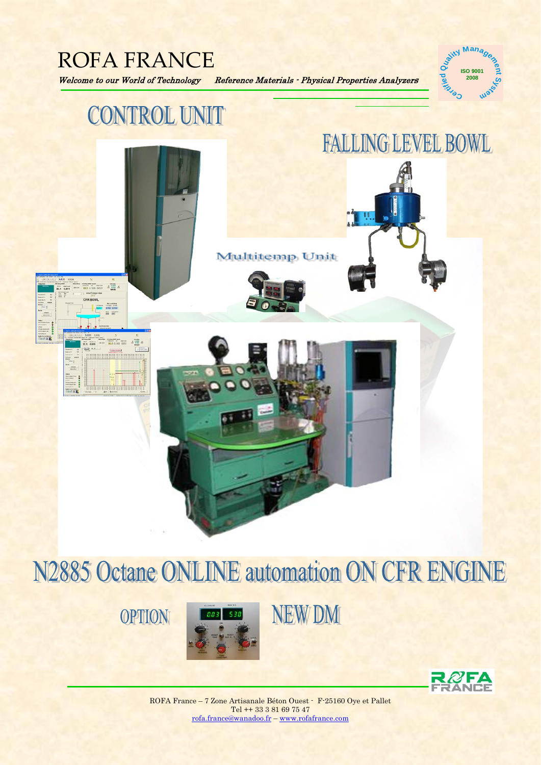# ROFA FRANCE

*Welcome to our World of Technology* *Reference Materials - Physical Properties Analyzers*

Certified Quality Management System ISO 9001 2008

## CONTROL UNIT

## FALLING LEVEL BOWL

Multitemp Unit

# N2885 Octane ONLINE automation ON CFR ENGINE

OPTION

NEW DM

ROFA France – 7 Zone Artisanale Béton Ouest - F-25160 Oye et Pallet
Tel ++ 33 3 81 69 75 47
rofa.france@wanadoo.fr – www.rofafrance.com